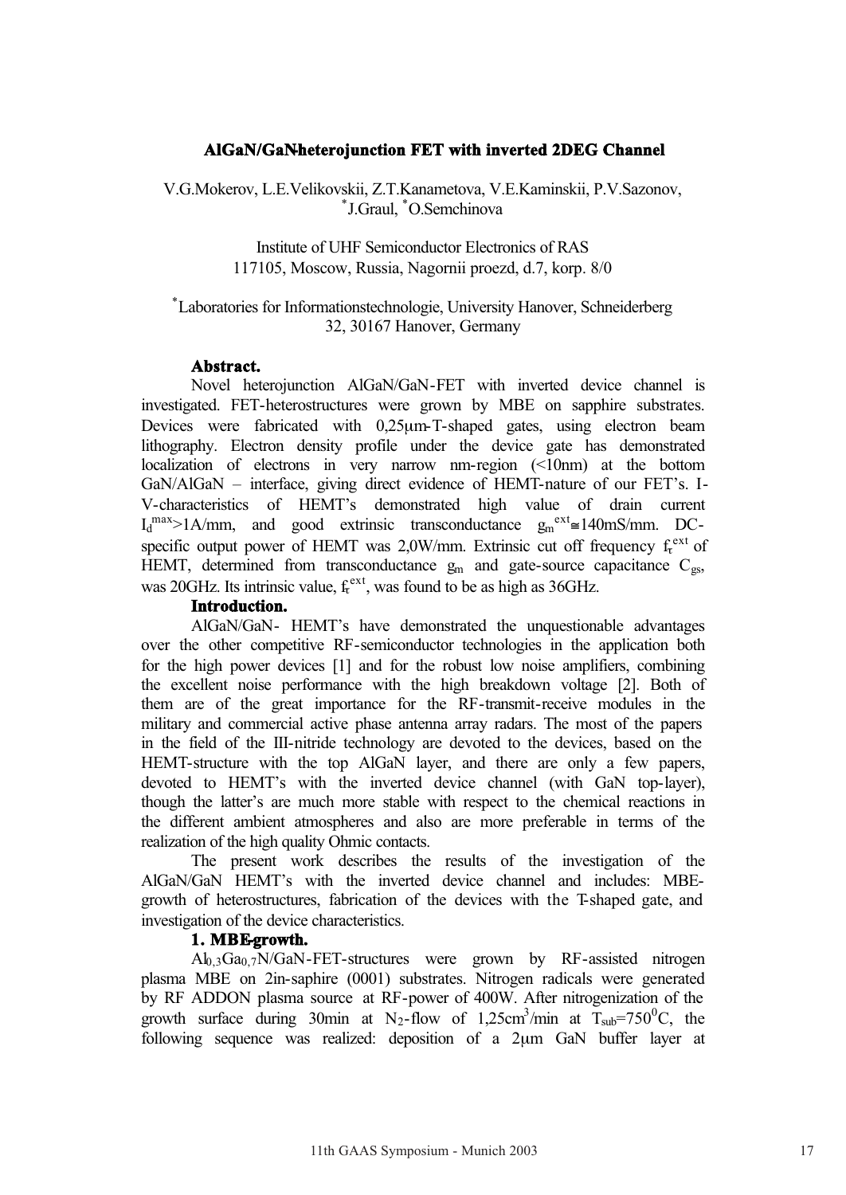# AlGaN/GaN-heterojunction FET with inverted 2DEG Channel

V.G.Mokerov, L.E.Velikovskii, Z.T.Kanametova, V.E.Kaminskii, P.V.Sazonov, [*]J.Graul, [*]O.Semchinova

Institute of UHF Semiconductor Electronics of RAS
117105, Moscow, Russia, Nagornii proezd, d.7, korp. 8/0

[*]Laboratories for Informationstechnologie, University Hanover, Schneiderberg 32, 30167 Hanover, Germany

**Abstract.**

Novel heterojunction AlGaN/GaN-FET with inverted device channel is investigated. FET-heterostructures were grown by MBE on sapphire substrates. Devices were fabricated with 0,25μm-T-shaped gates, using electron beam lithography. Electron density profile under the device gate has demonstrated localization of electrons in very narrow nm-region (<10nm) at the bottom GaN/AlGaN – interface, giving direct evidence of HEMT-nature of our FET's. I-V-characteristics of HEMT's demonstrated high value of drain current $I_d^{max}$>1A/mm, and good extrinsic transconductance $g_m^{ext}$≅140mS/mm. DC-specific output power of HEMT was 2,0W/mm. Extrinsic cut off frequency $f_T^{ext}$ of HEMT, determined from transconductance $g_m$ and gate-source capacitance $C_{gs}$, was 20GHz. Its intrinsic value, $f_T^{ext}$, was found to be as high as 36GHz.

**Introduction.**

AlGaN/GaN- HEMT's have demonstrated the unquestionable advantages over the other competitive RF-semiconductor technologies in the application both for the high power devices [1] and for the robust low noise amplifiers, combining the excellent noise performance with the high breakdown voltage [2]. Both of them are of the great importance for the RF-transmit-receive modules in the military and commercial active phase antenna array radars. The most of the papers in the field of the III-nitride technology are devoted to the devices, based on the HEMT-structure with the top AlGaN layer, and there are only a few papers, devoted to HEMT's with the inverted device channel (with GaN top-layer), though the latter's are much more stable with respect to the chemical reactions in the different ambient atmospheres and also are more preferable in terms of the realization of the high quality Ohmic contacts.

The present work describes the results of the investigation of the AlGaN/GaN HEMT's with the inverted device channel and includes: MBE-growth of heterostructures, fabrication of the devices with the T-shaped gate, and investigation of the device characteristics.

**1. MBE-growth.**

$Al_{0,3}Ga_{0,7}N$/GaN-FET-structures were grown by RF-assisted nitrogen plasma MBE on 2in-saphire (0001) substrates. Nitrogen radicals were generated by RF ADDON plasma source at RF-power of 400W. After nitrogenization of the growth surface during 30min at $N_2$-flow of 1,25cm$^3$/min at $T_{sub}$=750$^0$C, the following sequence was realized: deposition of a 2μm GaN buffer layer at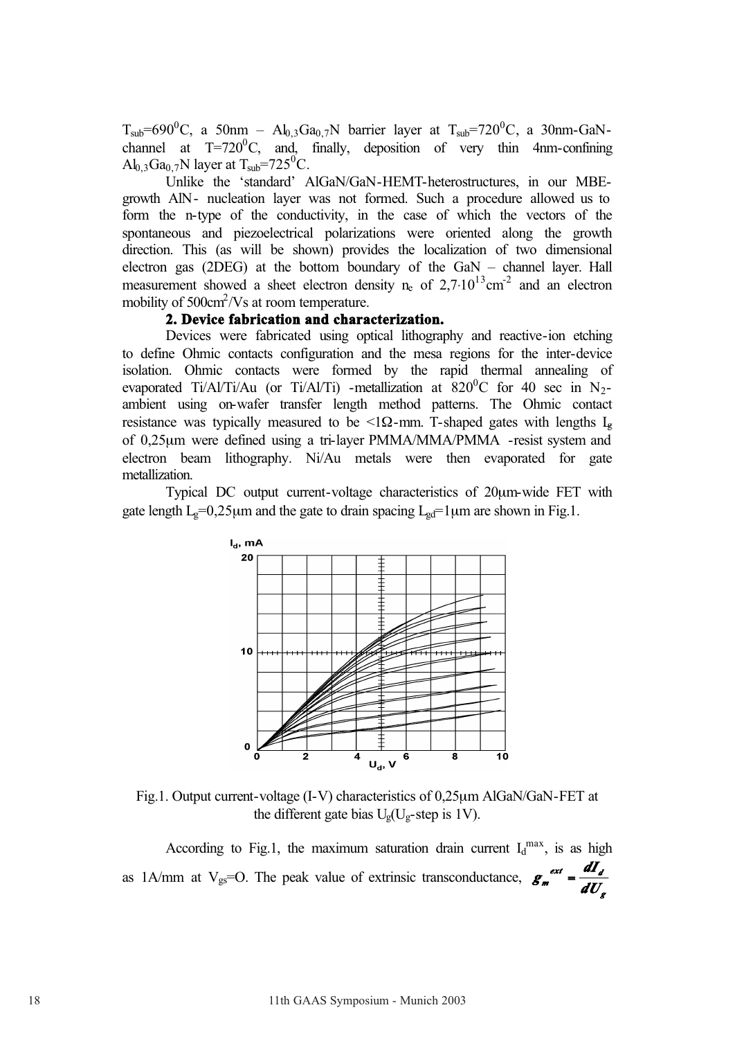$T_{sub}$=690$^0$C, a 50nm – $Al_{0,3}Ga_{0,7}N$ barrier layer at $T_{sub}$=720$^0$C, a 30nm-GaN-channel at T=720$^0$C, and, finally, deposition of very thin 4nm-confining $Al_{0,3}Ga_{0,7}N$ layer at $T_{sub}$=725$^0$C.

Unlike the 'standard' AlGaN/GaN-HEMT-heterostructures, in our MBE-growth AlN- nucleation layer was not formed. Such a procedure allowed us to form the n-type of the conductivity, in the case of which the vectors of the spontaneous and piezoelectrical polarizations were oriented along the growth direction. This (as will be shown) provides the localization of two dimensional electron gas (2DEG) at the bottom boundary of the GaN – channel layer. Hall measurement showed a sheet electron density $n_e$ of $2{,}7{\cdot}10^{13}$cm$^{-2}$ and an electron mobility of 500cm$^2$/Vs at room temperature.

## 2. Device fabrication and characterization.

Devices were fabricated using optical lithography and reactive-ion etching to define Ohmic contacts configuration and the mesa regions for the inter-device isolation. Ohmic contacts were formed by the rapid thermal annealing of evaporated Ti/Al/Ti/Au (or Ti/Al/Ti) -metallization at 820$^0$C for 40 sec in $N_2$-ambient using on-wafer transfer length method patterns. The Ohmic contact resistance was typically measured to be <1Ω-mm. T-shaped gates with lengths $L_g$ of 0,25μm were defined using a tri-layer PMMA/MMA/PMMA -resist system and electron beam lithography. Ni/Au metals were then evaporated for gate metallization.

Typical DC output current-voltage characteristics of 20μm-wide FET with gate length $L_g$=0,25μm and the gate to drain spacing $L_{gd}$=1μm are shown in Fig.1.

Fig.1. Output current-voltage (I-V) characteristics of 0,25μm AlGaN/GaN-FET at the different gate bias $U_g$($U_g$-step is 1V).

According to Fig.1, the maximum saturation drain current $I_d^{max}$, is as high as 1A/mm at $V_{gs}$=O. The peak value of extrinsic transconductance, $g_m^{ext} = \dfrac{dI_d}{dU_g}$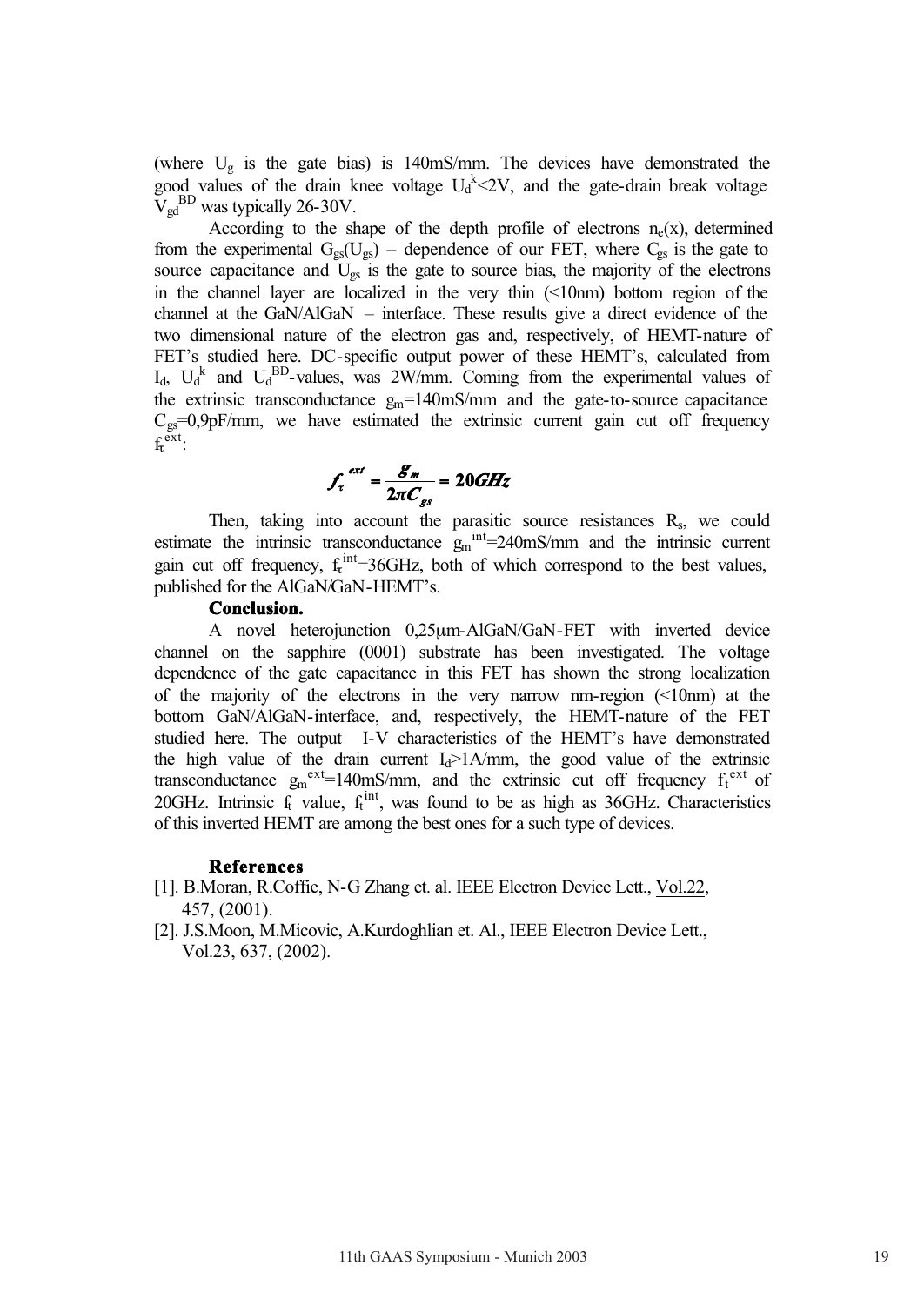(where $U_g$ is the gate bias) is 140mS/mm. The devices have demonstrated the good values of the drain knee voltage $U_d^k$<2V, and the gate-drain break voltage $V_{gd}^{BD}$ was typically 26-30V.

According to the shape of the depth profile of electrons $n_e(x)$, determined from the experimental $G_{gs}(U_{gs})$ – dependence of our FET, where $C_{gs}$ is the gate to source capacitance and $U_{gs}$ is the gate to source bias, the majority of the electrons in the channel layer are localized in the very thin (<10nm) bottom region of the channel at the GaN/AlGaN – interface. These results give a direct evidence of the two dimensional nature of the electron gas and, respectively, of HEMT-nature of FET's studied here. DC-specific output power of these HEMT's, calculated from $I_d$, $U_d^k$ and $U_d^{BD}$-values, was 2W/mm. Coming from the experimental values of the extrinsic transconductance $g_m$=140mS/mm and the gate-to-source capacitance $C_{gs}$=0,9pF/mm, we have estimated the extrinsic current gain cut off frequency $f_\tau^{ext}$:

$$f_\tau^{ext} = \frac{g_m}{2\pi C_{gs}} = 20GHz$$

Then, taking into account the parasitic source resistances $R_s$, we could estimate the intrinsic transconductance $g_m^{int}$=240mS/mm and the intrinsic current gain cut off frequency, $f_\tau^{int}$=36GHz, both of which correspond to the best values, published for the AlGaN/GaN-HEMT's.

**Conclusion.**

A novel heterojunction 0,25µm-AlGaN/GaN-FET with inverted device channel on the sapphire (0001) substrate has been investigated. The voltage dependence of the gate capacitance in this FET has shown the strong localization of the majority of the electrons in the very narrow nm-region (<10nm) at the bottom GaN/AlGaN-interface, and, respectively, the HEMT-nature of the FET studied here. The output I-V characteristics of the HEMT's have demonstrated the high value of the drain current $I_d$>1A/mm, the good value of the extrinsic transconductance $g_m^{ext}$=140mS/mm, and the extrinsic cut off frequency $f_t^{ext}$ of 20GHz. Intrinsic $f_t$ value, $f_t^{int}$, was found to be as high as 36GHz. Characteristics of this inverted HEMT are among the best ones for a such type of devices.

**References**

[1]. B.Moran, R.Coffie, N-G Zhang et. al. IEEE Electron Device Lett., Vol.22, 457, (2001).

[2]. J.S.Moon, M.Micovic, A.Kurdoghlian et. Al., IEEE Electron Device Lett., Vol.23, 637, (2002).